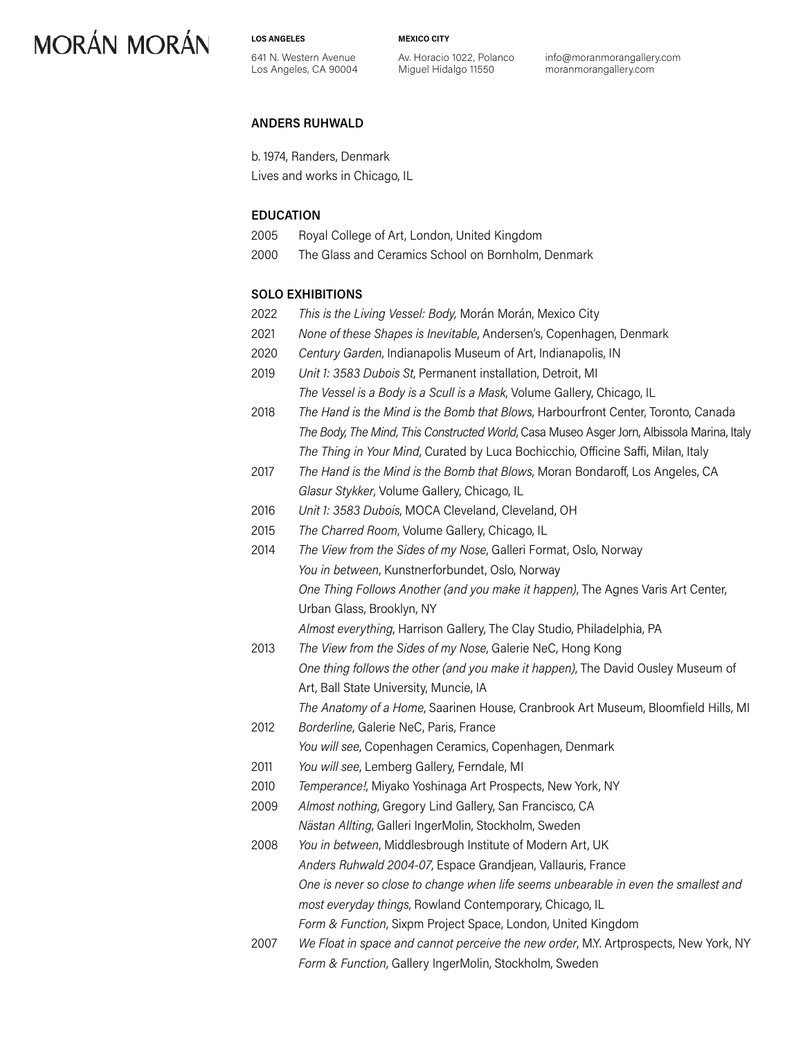MORÁN MORÁN

**LOS ANGELES**
641 N. Western Avenue
Los Angeles, CA 90004

**MEXICO CITY**
Av. Horacio 1022, Polanco
Miguel Hidalgo 11550

info@moranmorangallery.com
moranmorangallery.com

## ANDERS RUHWALD

b. 1974, Randers, Denmark
Lives and works in Chicago, IL

### EDUCATION

2005 Royal College of Art, London, United Kingdom
2000 The Glass and Ceramics School on Bornholm, Denmark

### SOLO EXHIBITIONS

2022 *This is the Living Vessel: Body,* Morán Morán, Mexico City

2021 *None of these Shapes is Inevitable*, Andersen's, Copenhagen, Denmark

2020 *Century Garden*, Indianapolis Museum of Art, Indianapolis, IN

2019 *Unit 1: 3583 Dubois St*, Permanent installation, Detroit, MI
*The Vessel is a Body is a Scull is a Mask*, Volume Gallery, Chicago, IL

2018 *The Hand is the Mind is the Bomb that Blows*, Harbourfront Center, Toronto, Canada
*The Body, The Mind, This Constructed World*, Casa Museo Asger Jorn, Albissola Marina, Italy
*The Thing in Your Mind*, Curated by Luca Bochicchio, Officine Saffi, Milan, Italy

2017 *The Hand is the Mind is the Bomb that Blows*, Moran Bondaroff, Los Angeles, CA
*Glasur Stykker*, Volume Gallery, Chicago, IL

2016 *Unit 1: 3583 Dubois*, MOCA Cleveland, Cleveland, OH

2015 *The Charred Room*, Volume Gallery, Chicago, IL

2014 *The View from the Sides of my Nose*, Galleri Format, Oslo, Norway
*You in between*, Kunstnerforbundet, Oslo, Norway
*One Thing Follows Another (and you make it happen)*, The Agnes Varis Art Center, Urban Glass, Brooklyn, NY
*Almost everything*, Harrison Gallery, The Clay Studio, Philadelphia, PA

2013 *The View from the Sides of my Nose*, Galerie NeC, Hong Kong
*One thing follows the other (and you make it happen)*, The David Ousley Museum of Art, Ball State University, Muncie, IA
*The Anatomy of a Home*, Saarinen House, Cranbrook Art Museum, Bloomfield Hills, MI

2012 *Borderline*, Galerie NeC, Paris, France
*You will see*, Copenhagen Ceramics, Copenhagen, Denmark

2011 *You will see*, Lemberg Gallery, Ferndale, MI

2010 *Temperance!*, Miyako Yoshinaga Art Prospects, New York, NY

2009 *Almost nothing*, Gregory Lind Gallery, San Francisco, CA
*Nästan Allting*, Galleri IngerMolin, Stockholm, Sweden

2008 *You in between*, Middlesbrough Institute of Modern Art, UK
*Anders Ruhwald 2004-07*, Espace Grandjean, Vallauris, France
*One is never so close to change when life seems unbearable in even the smallest and most everyday things*, Rowland Contemporary, Chicago, IL
*Form & Function*, Sixpm Project Space, London, United Kingdom

2007 *We Float in space and cannot perceive the new order*, M.Y. Artprospects, New York, NY
*Form & Function*, Gallery IngerMolin, Stockholm, Sweden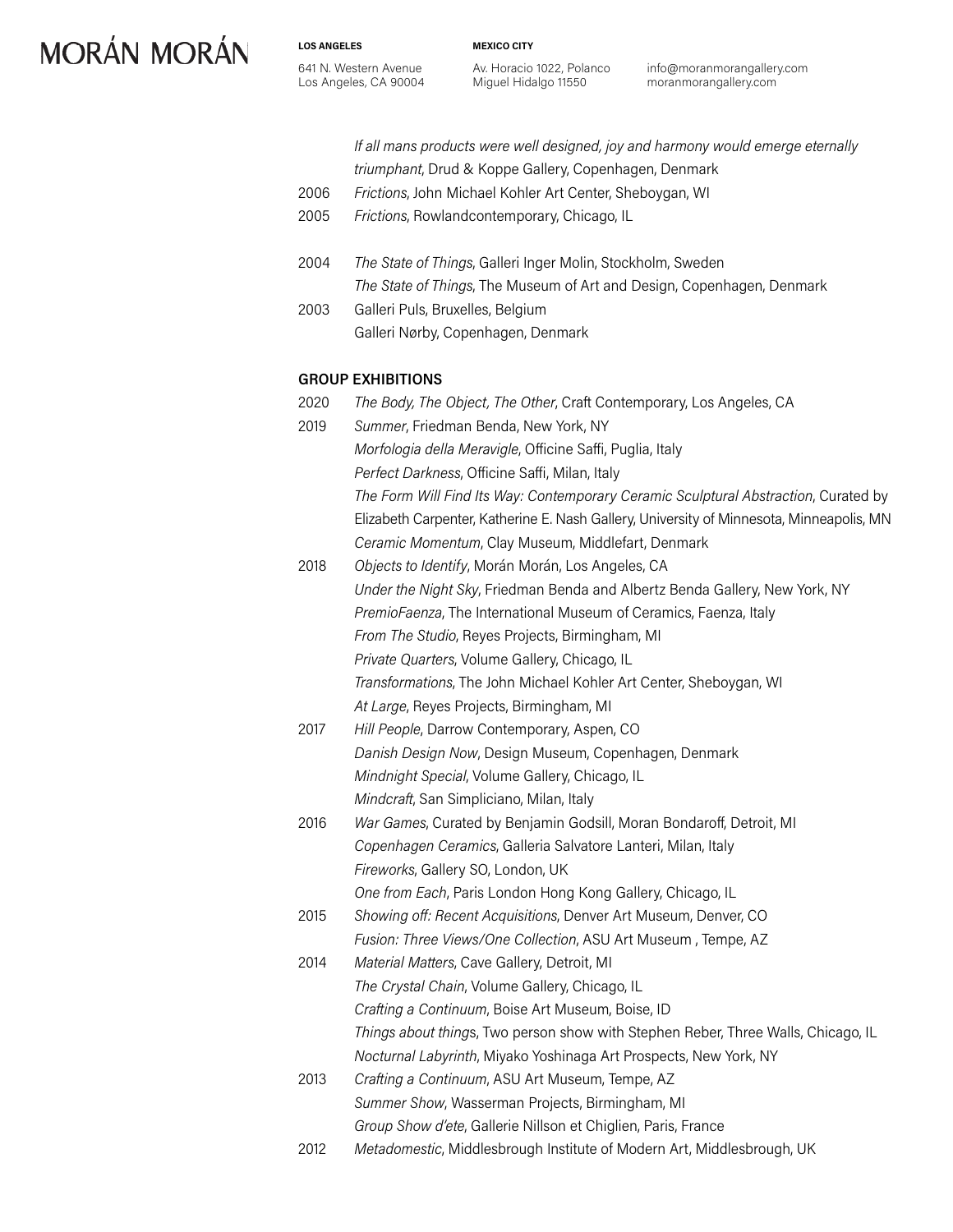*If all mans products were well designed, joy and harmony would emerge eternally triumphant*, Drud & Koppe Gallery, Copenhagen, Denmark

2006 *Frictions*, John Michael Kohler Art Center, Sheboygan, WI

2005 *Frictions*, Rowlandcontemporary, Chicago, IL

2004 *The State of Things*, Galleri Inger Molin, Stockholm, Sweden
*The State of Things*, The Museum of Art and Design, Copenhagen, Denmark

2003 Galleri Puls, Bruxelles, Belgium
Galleri Nørby, Copenhagen, Denmark

**GROUP EXHIBITIONS**

2020 *The Body, The Object, The Other*, Craft Contemporary, Los Angeles, CA

2019 *Summer*, Friedman Benda, New York, NY
*Morfologia della Meravigle*, Officine Saffi, Puglia, Italy
*Perfect Darkness*, Officine Saffi, Milan, Italy
*The Form Will Find Its Way: Contemporary Ceramic Sculptural Abstraction*, Curated by Elizabeth Carpenter, Katherine E. Nash Gallery, University of Minnesota, Minneapolis, MN
*Ceramic Momentum*, Clay Museum, Middlefart, Denmark

2018 *Objects to Identify*, Morán Morán, Los Angeles, CA
*Under the Night Sky*, Friedman Benda and Albertz Benda Gallery, New York, NY
*PremioFaenza*, The International Museum of Ceramics, Faenza, Italy
*From The Studio*, Reyes Projects, Birmingham, MI
*Private Quarters*, Volume Gallery, Chicago, IL
*Transformations*, The John Michael Kohler Art Center, Sheboygan, WI
*At Large*, Reyes Projects, Birmingham, MI

2017 *Hill People*, Darrow Contemporary, Aspen, CO
*Danish Design Now*, Design Museum, Copenhagen, Denmark
*Mindnight Special*, Volume Gallery, Chicago, IL
*Mindcraft*, San Simpliciano, Milan, Italy

2016 *War Games*, Curated by Benjamin Godsill, Moran Bondaroff, Detroit, MI
*Copenhagen Ceramics*, Galleria Salvatore Lanteri, Milan, Italy
*Fireworks*, Gallery SO, London, UK
*One from Each*, Paris London Hong Kong Gallery, Chicago, IL

2015 *Showing off: Recent Acquisitions*, Denver Art Museum, Denver, CO
*Fusion: Three Views/One Collection*, ASU Art Museum , Tempe, AZ

2014 *Material Matters*, Cave Gallery, Detroit, MI
*The Crystal Chain*, Volume Gallery, Chicago, IL
*Crafting a Continuum*, Boise Art Museum, Boise, ID
*Things about thing*s, Two person show with Stephen Reber, Three Walls, Chicago, IL
*Nocturnal Labyrinth*, Miyako Yoshinaga Art Prospects, New York, NY

2013 *Crafting a Continuum*, ASU Art Museum, Tempe, AZ
*Summer Show*, Wasserman Projects, Birmingham, MI
*Group Show d'ete*, Gallerie Nillson et Chiglien, Paris, France

2012 *Metadomestic*, Middlesbrough Institute of Modern Art, Middlesbrough, UK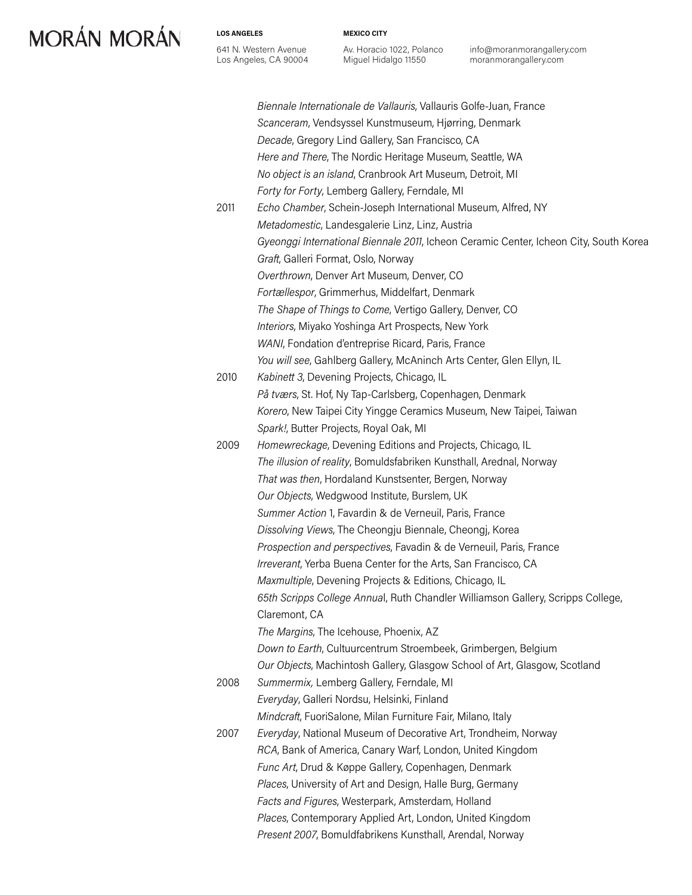*Biennale Internationale de Vallauris*, Vallauris Golfe-Juan, France
*Scanceram*, Vendsyssel Kunstmuseum, Hjørring, Denmark
*Decade*, Gregory Lind Gallery, San Francisco, CA
*Here and There*, The Nordic Heritage Museum, Seattle, WA
*No object is an island*, Cranbrook Art Museum, Detroit, MI
*Forty for Forty*, Lemberg Gallery, Ferndale, MI

2011 *Echo Chamber*, Schein-Joseph International Museum, Alfred, NY
*Metadomestic*, Landesgalerie Linz, Linz, Austria
*Gyeonggi International Biennale 2011*, Icheon Ceramic Center, Icheon City, South Korea
*Graft*, Galleri Format, Oslo, Norway
*Overthrown*, Denver Art Museum, Denver, CO
*Fortællespor*, Grimmerhus, Middelfart, Denmark
*The Shape of Things to Come*, Vertigo Gallery, Denver, CO
*Interiors*, Miyako Yoshinga Art Prospects, New York
*WANI*, Fondation d'entreprise Ricard, Paris, France
*You will see*, Gahlberg Gallery, McAninch Arts Center, Glen Ellyn, IL

2010 *Kabinett 3*, Devening Projects, Chicago, IL
*På tværs*, St. Hof, Ny Tap-Carlsberg, Copenhagen, Denmark
*Korero*, New Taipei City Yingge Ceramics Museum, New Taipei, Taiwan
*Spark!*, Butter Projects, Royal Oak, MI

2009 *Homewreckage*, Devening Editions and Projects, Chicago, IL
*The illusion of reality*, Bomuldsfabriken Kunsthall, Arednal, Norway
*That was then*, Hordaland Kunstsenter, Bergen, Norway
*Our Objects*, Wedgwood Institute, Burslem, UK
*Summer Action* 1, Favardin & de Verneuil, Paris, France
*Dissolving Views*, The Cheongju Biennale, Cheongj, Korea
*Prospection and perspectives*, Favadin & de Verneuil, Paris, France
*Irreverant*, Yerba Buena Center for the Arts, San Francisco, CA
*Maxmultiple*, Devening Projects & Editions, Chicago, IL
*65th Scripps College Annua*l, Ruth Chandler Williamson Gallery, Scripps College, Claremont, CA
*The Margins*, The Icehouse, Phoenix, AZ
*Down to Earth*, Cultuurcentrum Stroembeek, Grimbergen, Belgium
*Our Objects*, Machintosh Gallery, Glasgow School of Art, Glasgow, Scotland

2008 *Summermix,* Lemberg Gallery, Ferndale, MI
*Everyday*, Galleri Nordsu, Helsinki, Finland
*Mindcraft*, FuoriSalone, Milan Furniture Fair, Milano, Italy

2007 *Everyday*, National Museum of Decorative Art, Trondheim, Norway
*RCA*, Bank of America, Canary Warf, London, United Kingdom
*Func Art*, Drud & Køppe Gallery, Copenhagen, Denmark
*Places*, University of Art and Design, Halle Burg, Germany
*Facts and Figures*, Westerpark, Amsterdam, Holland
*Places*, Contemporary Applied Art, London, United Kingdom
*Present 2007*, Bomuldfabrikens Kunsthall, Arendal, Norway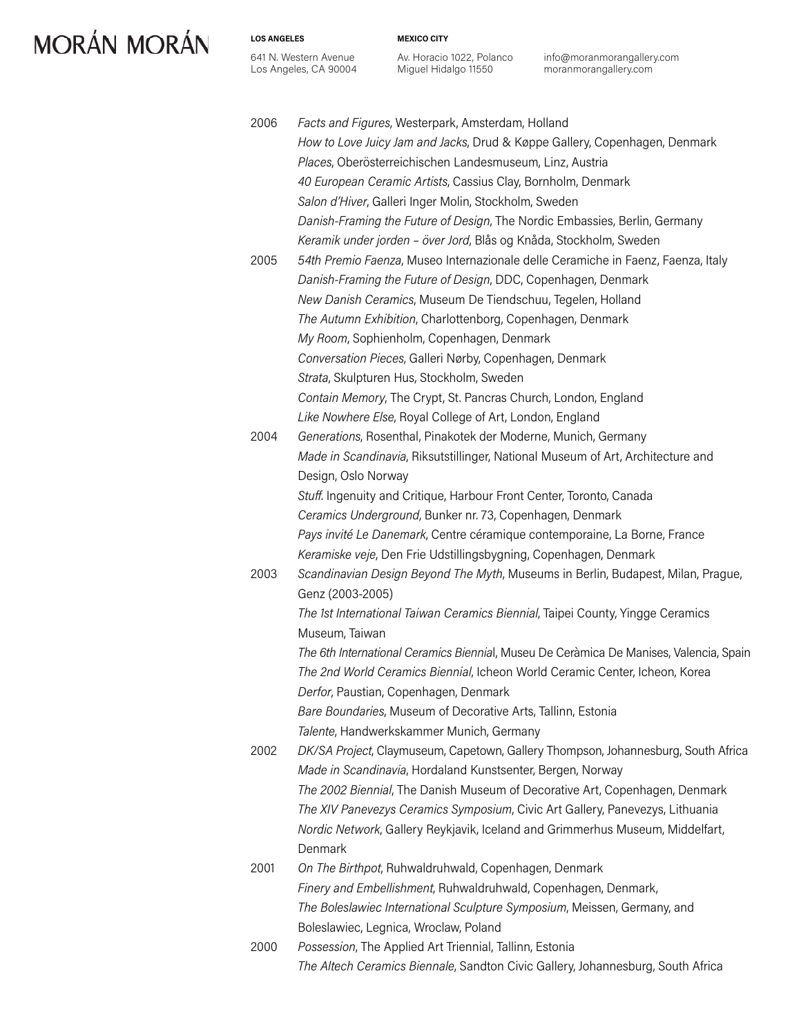2006 *Facts and Figures*, Westerpark, Amsterdam, Holland
*How to Love Juicy Jam and Jacks*, Drud & Køppe Gallery, Copenhagen, Denmark
*Places*, Oberösterreichischen Landesmuseum, Linz, Austria
*40 European Ceramic Artists*, Cassius Clay, Bornholm, Denmark
*Salon d'Hiver*, Galleri Inger Molin, Stockholm, Sweden
*Danish-Framing the Future of Design*, The Nordic Embassies, Berlin, Germany
*Keramik under jorden – över Jord*, Blås og Knåda, Stockholm, Sweden

2005 *54th Premio Faenza*, Museo Internazionale delle Ceramiche in Faenz, Faenza, Italy
*Danish-Framing the Future of Design*, DDC, Copenhagen, Denmark
*New Danish Ceramics*, Museum De Tiendschuu, Tegelen, Holland
*The Autumn Exhibition*, Charlottenborg, Copenhagen, Denmark
*My Room*, Sophienholm, Copenhagen, Denmark
*Conversation Pieces*, Galleri Nørby, Copenhagen, Denmark
*Strata*, Skulpturen Hus, Stockholm, Sweden
*Contain Memory*, The Crypt, St. Pancras Church, London, England
*Like Nowhere Else*, Royal College of Art, London, England

2004 *Generations*, Rosenthal, Pinakotek der Moderne, Munich, Germany
*Made in Scandinavia*, Riksutstillinger, National Museum of Art, Architecture and Design, Oslo Norway
*Stuff.* Ingenuity and Critique, Harbour Front Center, Toronto, Canada
*Ceramics Underground*, Bunker nr. 73, Copenhagen, Denmark
*Pays invité Le Danemark*, Centre céramique contemporaine, La Borne, France
*Keramiske veje*, Den Frie Udstillingsbygning, Copenhagen, Denmark

2003 *Scandinavian Design Beyond The Myth*, Museums in Berlin, Budapest, Milan, Prague, Genz (2003-2005)
*The 1st International Taiwan Ceramics Biennial*, Taipei County, Yingge Ceramics Museum, Taiwan
*The 6th International Ceramics Biennial*, Museu De Ceràmica De Manises, Valencia, Spain
*The 2nd World Ceramics Biennial*, Icheon World Ceramic Center, Icheon, Korea
*Derfor*, Paustian, Copenhagen, Denmark
*Bare Boundaries*, Museum of Decorative Arts, Tallinn, Estonia
*Talente*, Handwerkskammer Munich, Germany

2002 *DK/SA Project*, Claymuseum, Capetown, Gallery Thompson, Johannesburg, South Africa
*Made in Scandinavia*, Hordaland Kunstsenter, Bergen, Norway
*The 2002 Biennial*, The Danish Museum of Decorative Art, Copenhagen, Denmark
*The XIV Panevezys Ceramics Symposium*, Civic Art Gallery, Panevezys, Lithuania
*Nordic Network*, Gallery Reykjavik, Iceland and Grimmerhus Museum, Middelfart, Denmark

2001 *On The Birthpot*, Ruhwaldruhwald, Copenhagen, Denmark
*Finery and Embellishment*, Ruhwaldruhwald, Copenhagen, Denmark,
*The Boleslawiec International Sculpture Symposium*, Meissen, Germany, and Boleslawiec, Legnica, Wroclaw, Poland

2000 *Possession*, The Applied Art Triennial, Tallinn, Estonia
*The Altech Ceramics Biennale*, Sandton Civic Gallery, Johannesburg, South Africa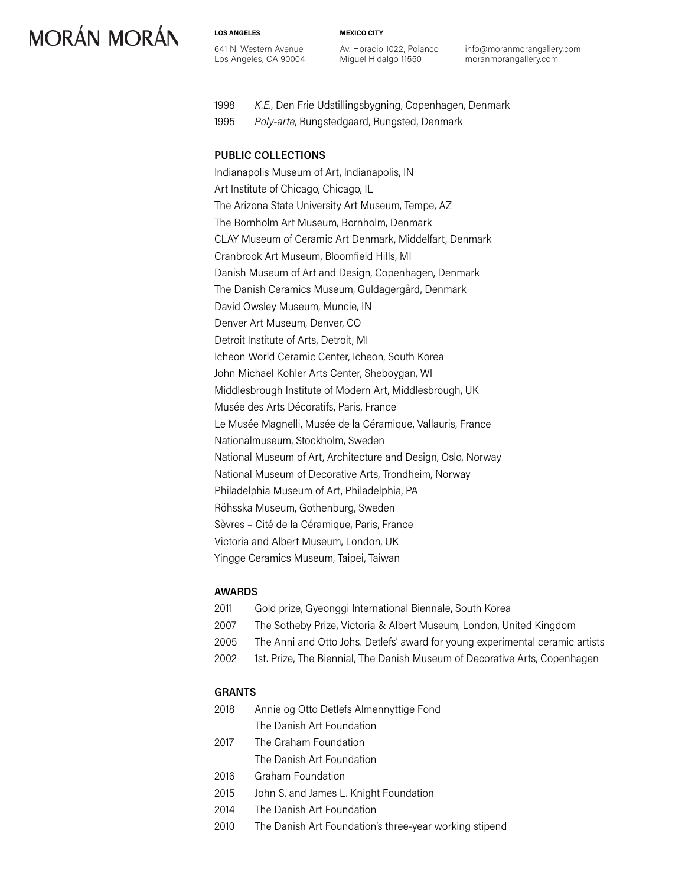1998 *K.E.*, Den Frie Udstillingsbygning, Copenhagen, Denmark
1995 *Poly-arte*, Rungstedgaard, Rungsted, Denmark

## PUBLIC COLLECTIONS

Indianapolis Museum of Art, Indianapolis, IN
Art Institute of Chicago, Chicago, IL
The Arizona State University Art Museum, Tempe, AZ
The Bornholm Art Museum, Bornholm, Denmark
CLAY Museum of Ceramic Art Denmark, Middelfart, Denmark
Cranbrook Art Museum, Bloomfield Hills, MI
Danish Museum of Art and Design, Copenhagen, Denmark
The Danish Ceramics Museum, Guldagergård, Denmark
David Owsley Museum, Muncie, IN
Denver Art Museum, Denver, CO
Detroit Institute of Arts, Detroit, MI
Icheon World Ceramic Center, Icheon, South Korea
John Michael Kohler Arts Center, Sheboygan, WI
Middlesbrough Institute of Modern Art, Middlesbrough, UK
Musée des Arts Décoratifs, Paris, France
Le Musée Magnelli, Musée de la Céramique, Vallauris, France
Nationalmuseum, Stockholm, Sweden
National Museum of Art, Architecture and Design, Oslo, Norway
National Museum of Decorative Arts, Trondheim, Norway
Philadelphia Museum of Art, Philadelphia, PA
Röhsska Museum, Gothenburg, Sweden
Sèvres – Cité de la Céramique, Paris, France
Victoria and Albert Museum, London, UK
Yingge Ceramics Museum, Taipei, Taiwan

## AWARDS

2011 Gold prize, Gyeonggi International Biennale, South Korea
2007 The Sotheby Prize, Victoria & Albert Museum, London, United Kingdom
2005 The Anni and Otto Johs. Detlefs' award for young experimental ceramic artists
2002 1st. Prize, The Biennial, The Danish Museum of Decorative Arts, Copenhagen

## GRANTS

2018 Annie og Otto Detlefs Almennyttige Fond
The Danish Art Foundation
2017 The Graham Foundation
The Danish Art Foundation
2016 Graham Foundation
2015 John S. and James L. Knight Foundation
2014 The Danish Art Foundation
2010 The Danish Art Foundation's three-year working stipend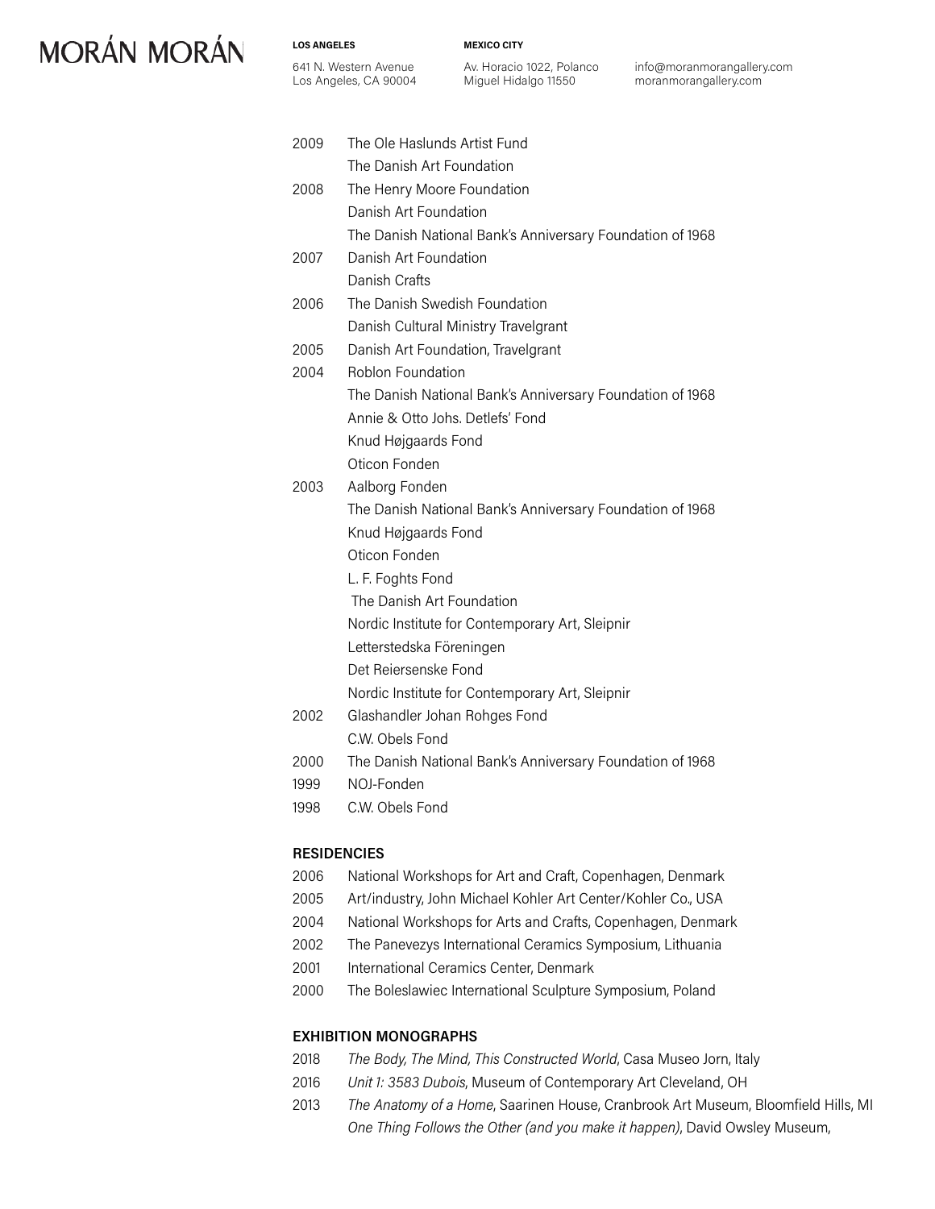2009 The Ole Haslunds Artist Fund
The Danish Art Foundation

2008 The Henry Moore Foundation
Danish Art Foundation
The Danish National Bank's Anniversary Foundation of 1968

2007 Danish Art Foundation
Danish Crafts

2006 The Danish Swedish Foundation
Danish Cultural Ministry Travelgrant

2005 Danish Art Foundation, Travelgrant

2004 Roblon Foundation
The Danish National Bank's Anniversary Foundation of 1968
Annie & Otto Johs. Detlefs' Fond
Knud Højgaards Fond
Oticon Fonden

2003 Aalborg Fonden
The Danish National Bank's Anniversary Foundation of 1968
Knud Højgaards Fond
Oticon Fonden
L. F. Foghts Fond
The Danish Art Foundation
Nordic Institute for Contemporary Art, Sleipnir
Letterstedska Föreningen
Det Reiersenske Fond
Nordic Institute for Contemporary Art, Sleipnir

2002 Glashandler Johan Rohges Fond
C.W. Obels Fond

2000 The Danish National Bank's Anniversary Foundation of 1968

1999 NOJ-Fonden

1998 C.W. Obels Fond

### RESIDENCIES

2006 National Workshops for Art and Craft, Copenhagen, Denmark

2005 Art/industry, John Michael Kohler Art Center/Kohler Co., USA

2004 National Workshops for Arts and Crafts, Copenhagen, Denmark

2002 The Panevezys International Ceramics Symposium, Lithuania

2001 International Ceramics Center, Denmark

2000 The Boleslawiec International Sculpture Symposium, Poland

### EXHIBITION MONOGRAPHS

2018 *The Body, The Mind, This Constructed World*, Casa Museo Jorn, Italy

2016 *Unit 1: 3583 Dubois*, Museum of Contemporary Art Cleveland, OH

2013 *The Anatomy of a Home*, Saarinen House, Cranbrook Art Museum, Bloomfield Hills, MI
*One Thing Follows the Other (and you make it happen)*, David Owsley Museum,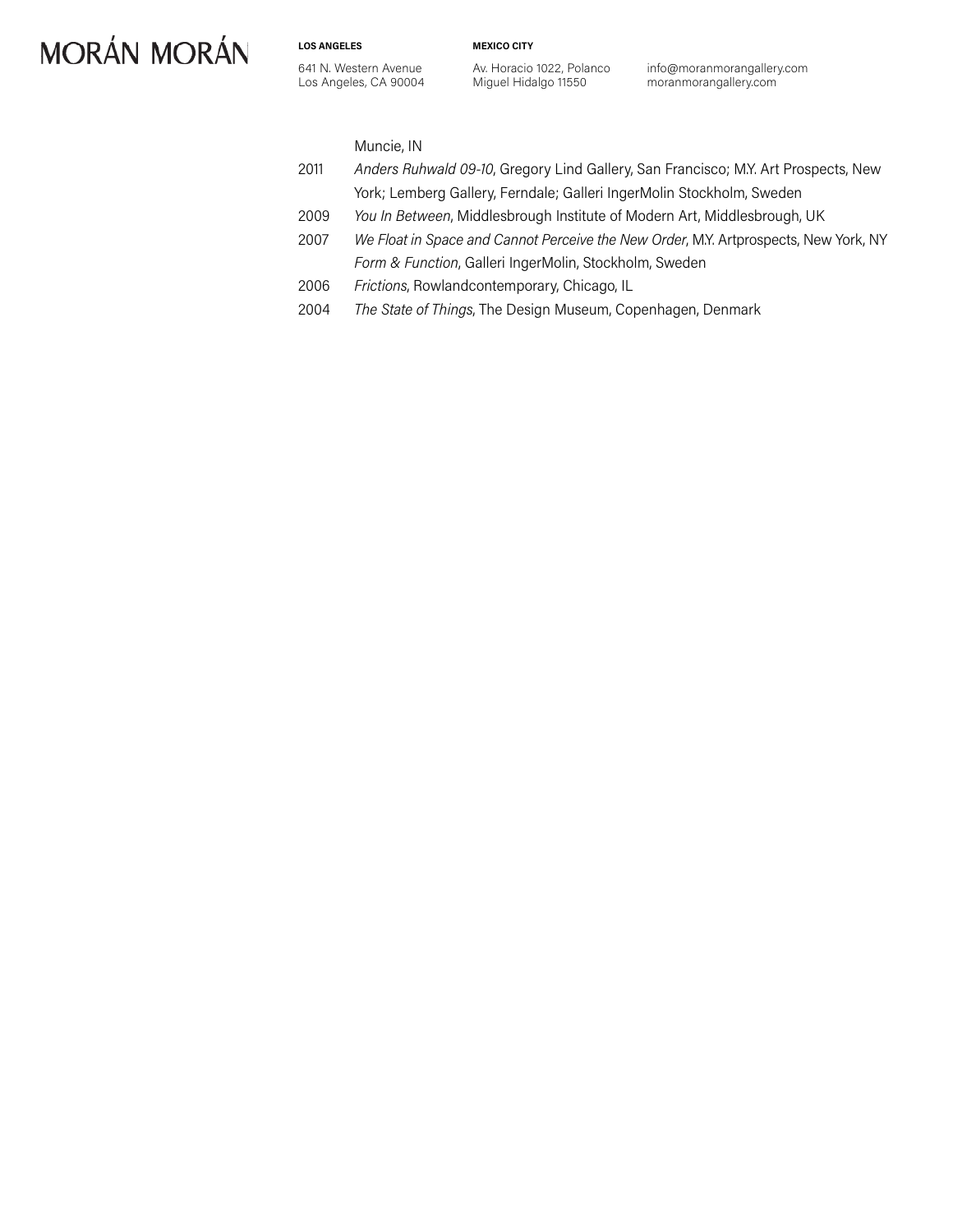Muncie, IN

2011 *Anders Ruhwald 09-10*, Gregory Lind Gallery, San Francisco; M.Y. Art Prospects, New York; Lemberg Gallery, Ferndale; Galleri IngerMolin Stockholm, Sweden

2009 *You In Between*, Middlesbrough Institute of Modern Art, Middlesbrough, UK

2007 *We Float in Space and Cannot Perceive the New Order*, M.Y. Artprospects, New York, NY

*Form & Function*, Galleri IngerMolin, Stockholm, Sweden

2006 *Frictions*, Rowlandcontemporary, Chicago, IL

2004 *The State of Things*, The Design Museum, Copenhagen, Denmark